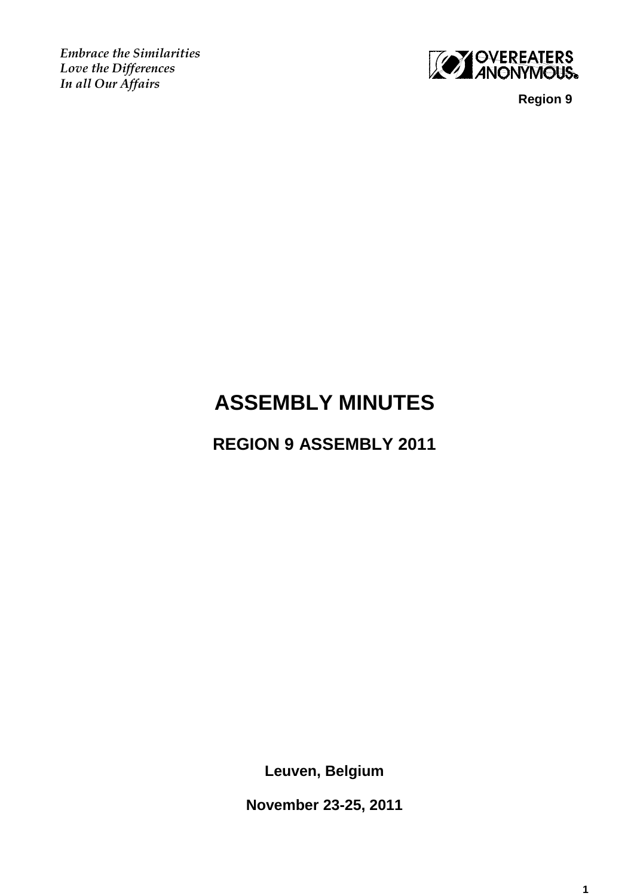*Embrace the Similarities*
*Love the Differences*
*In all Our Affairs*

OVEREATERS ANONYMOUS®

**Region 9**

# ASSEMBLY MINUTES

## REGION 9 ASSEMBLY 2011

**Leuven, Belgium**

**November 23-25, 2011**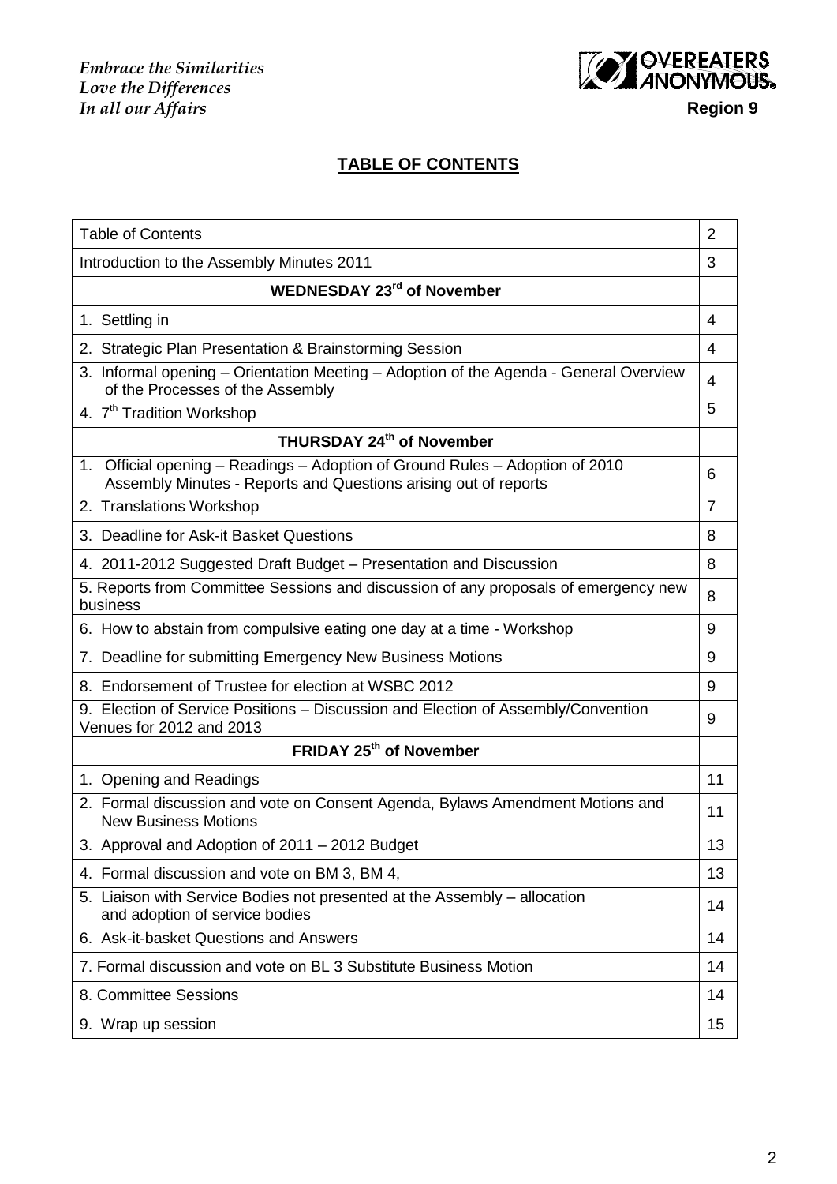*Embrace the Similarities*
*Love the Differences*
*In all our Affairs*

OVEREATERS ANONYMOUS
**Region 9**

## TABLE OF CONTENTS

| | |
|---|---|
| Table of Contents | 2 |
| Introduction to the Assembly Minutes 2011 | 3 |
| **WEDNESDAY 23rd of November** | |
| 1. Settling in | 4 |
| 2. Strategic Plan Presentation & Brainstorming Session | 4 |
| 3. Informal opening – Orientation Meeting – Adoption of the Agenda - General Overview of the Processes of the Assembly | 4 |
| 4. 7th Tradition Workshop | 5 |
| **THURSDAY 24th of November** | |
| 1. Official opening – Readings – Adoption of Ground Rules – Adoption of 2010 Assembly Minutes - Reports and Questions arising out of reports | 6 |
| 2. Translations Workshop | 7 |
| 3. Deadline for Ask-it Basket Questions | 8 |
| 4. 2011-2012 Suggested Draft Budget – Presentation and Discussion | 8 |
| 5. Reports from Committee Sessions and discussion of any proposals of emergency new business | 8 |
| 6. How to abstain from compulsive eating one day at a time - Workshop | 9 |
| 7. Deadline for submitting Emergency New Business Motions | 9 |
| 8. Endorsement of Trustee for election at WSBC 2012 | 9 |
| 9. Election of Service Positions – Discussion and Election of Assembly/Convention Venues for 2012 and 2013 | 9 |
| **FRIDAY 25th of November** | |
| 1. Opening and Readings | 11 |
| 2. Formal discussion and vote on Consent Agenda, Bylaws Amendment Motions and New Business Motions | 11 |
| 3. Approval and Adoption of 2011 – 2012 Budget | 13 |
| 4. Formal discussion and vote on BM 3, BM 4, | 13 |
| 5. Liaison with Service Bodies not presented at the Assembly – allocation and adoption of service bodies | 14 |
| 6. Ask-it-basket Questions and Answers | 14 |
| 7. Formal discussion and vote on BL 3 Substitute Business Motion | 14 |
| 8. Committee Sessions | 14 |
| 9. Wrap up session | 15 |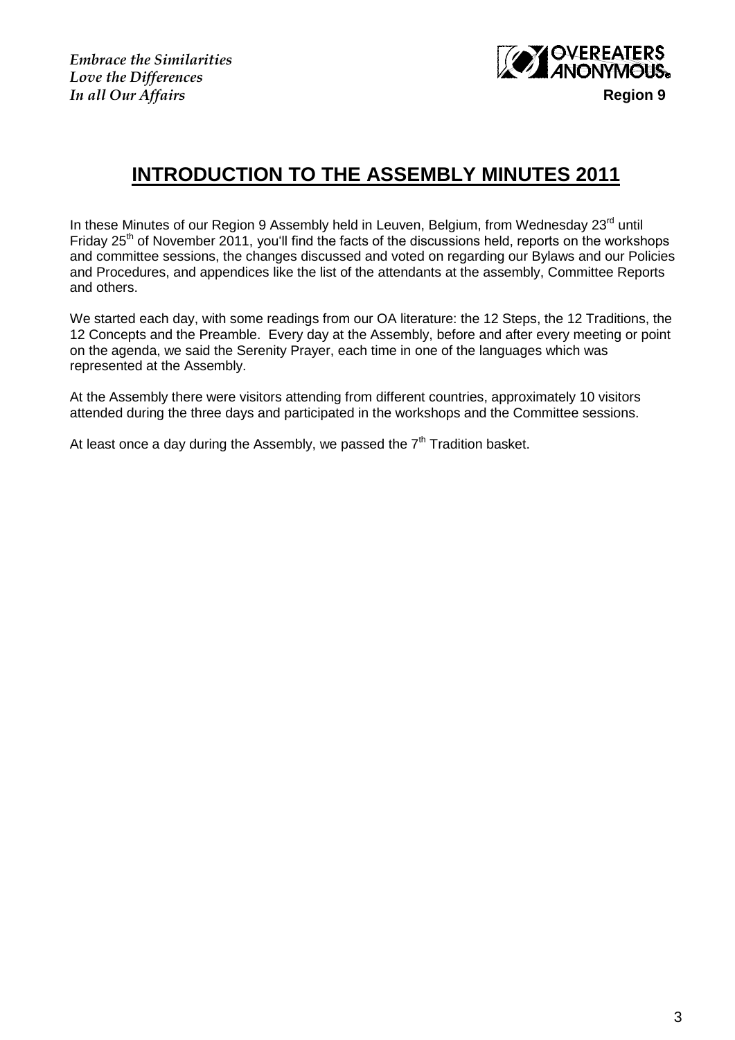# INTRODUCTION TO THE ASSEMBLY MINUTES 2011

In these Minutes of our Region 9 Assembly held in Leuven, Belgium, from Wednesday 23rd until Friday 25th of November 2011, you'll find the facts of the discussions held, reports on the workshops and committee sessions, the changes discussed and voted on regarding our Bylaws and our Policies and Procedures, and appendices like the list of the attendants at the assembly, Committee Reports and others.

We started each day, with some readings from our OA literature: the 12 Steps, the 12 Traditions, the 12 Concepts and the Preamble. Every day at the Assembly, before and after every meeting or point on the agenda, we said the Serenity Prayer, each time in one of the languages which was represented at the Assembly.

At the Assembly there were visitors attending from different countries, approximately 10 visitors attended during the three days and participated in the workshops and the Committee sessions.

At least once a day during the Assembly, we passed the 7th Tradition basket.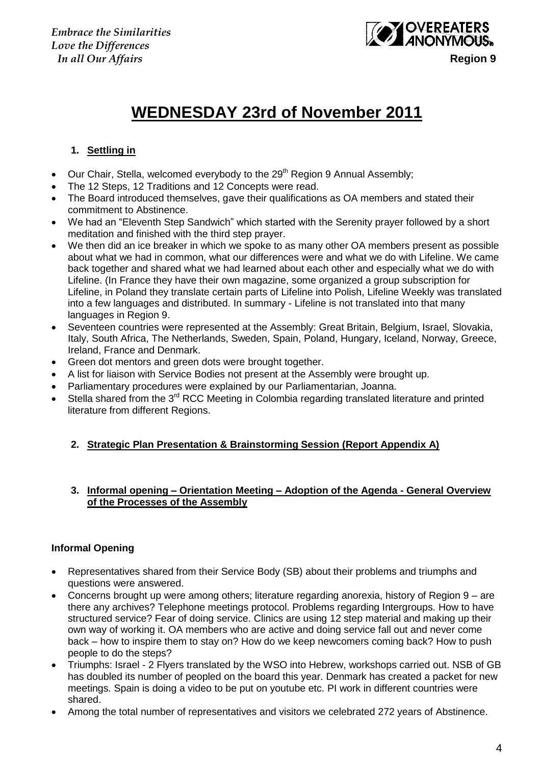*Embrace the Similarities*
*Love the Differences*
*In all Our Affairs*

**Region 9**

# WEDNESDAY 23rd of November 2011

## 1. Settling in

- Our Chair, Stella, welcomed everybody to the 29th Region 9 Annual Assembly;
- The 12 Steps, 12 Traditions and 12 Concepts were read.
- The Board introduced themselves, gave their qualifications as OA members and stated their commitment to Abstinence.
- We had an "Eleventh Step Sandwich" which started with the Serenity prayer followed by a short meditation and finished with the third step prayer.
- We then did an ice breaker in which we spoke to as many other OA members present as possible about what we had in common, what our differences were and what we do with Lifeline. We came back together and shared what we had learned about each other and especially what we do with Lifeline. (In France they have their own magazine, some organized a group subscription for Lifeline, in Poland they translate certain parts of Lifeline into Polish, Lifeline Weekly was translated into a few languages and distributed. In summary - Lifeline is not translated into that many languages in Region 9.
- Seventeen countries were represented at the Assembly: Great Britain, Belgium, Israel, Slovakia, Italy, South Africa, The Netherlands, Sweden, Spain, Poland, Hungary, Iceland, Norway, Greece, Ireland, France and Denmark.
- Green dot mentors and green dots were brought together.
- A list for liaison with Service Bodies not present at the Assembly were brought up.
- Parliamentary procedures were explained by our Parliamentarian, Joanna.
- Stella shared from the 3rd RCC Meeting in Colombia regarding translated literature and printed literature from different Regions.

## 2. Strategic Plan Presentation & Brainstorming Session (Report Appendix A)

## 3. Informal opening – Orientation Meeting – Adoption of the Agenda - General Overview of the Processes of the Assembly

### Informal Opening

- Representatives shared from their Service Body (SB) about their problems and triumphs and questions were answered.
- Concerns brought up were among others; literature regarding anorexia, history of Region 9 – are there any archives? Telephone meetings protocol. Problems regarding Intergroups. How to have structured service? Fear of doing service. Clinics are using 12 step material and making up their own way of working it. OA members who are active and doing service fall out and never come back – how to inspire them to stay on? How do we keep newcomers coming back? How to push people to do the steps?
- Triumphs: Israel - 2 Flyers translated by the WSO into Hebrew, workshops carried out. NSB of GB has doubled its number of peopled on the board this year. Denmark has created a packet for new meetings. Spain is doing a video to be put on youtube etc. PI work in different countries were shared.
- Among the total number of representatives and visitors we celebrated 272 years of Abstinence.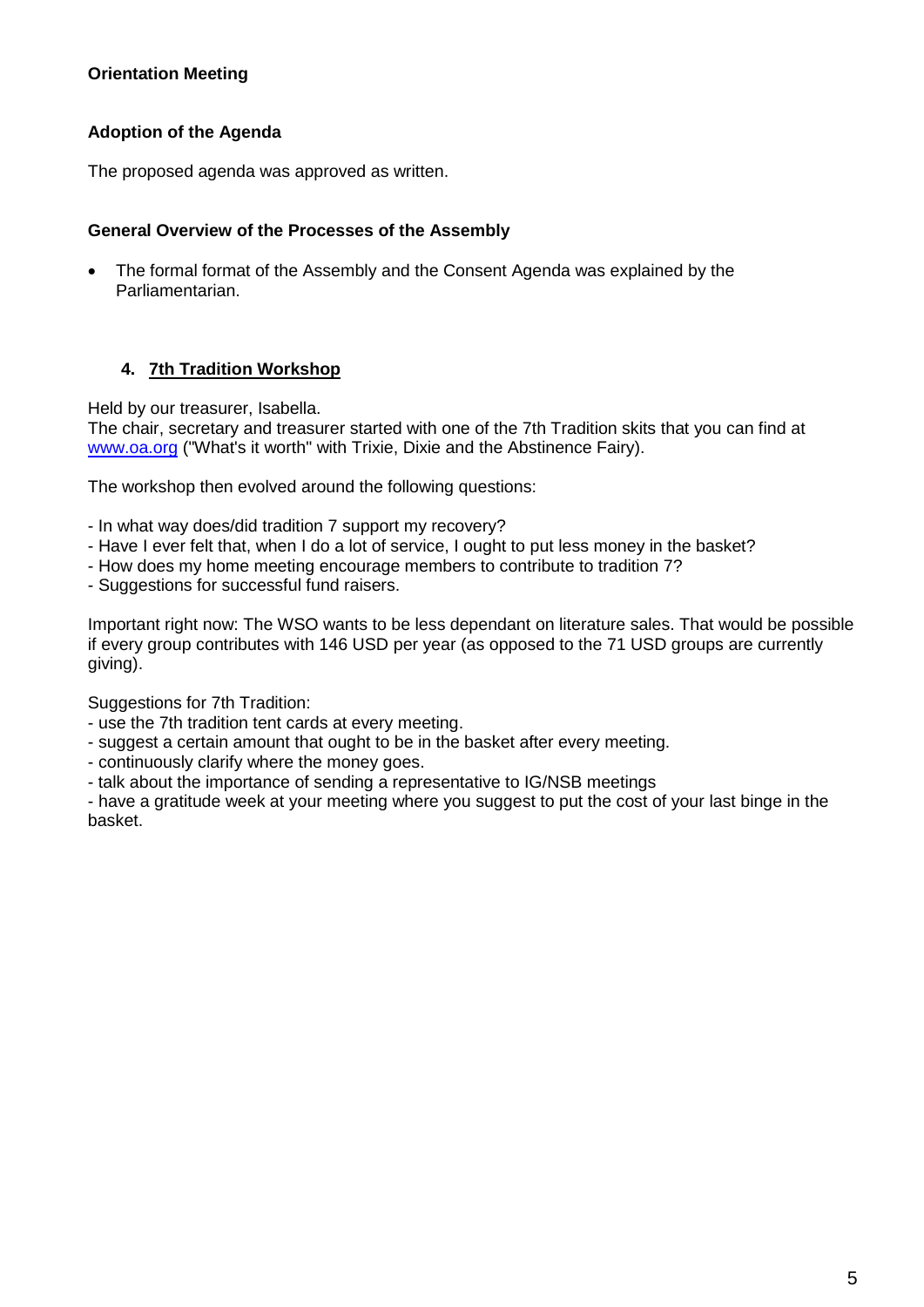**Orientation Meeting**

**Adoption of the Agenda**

The proposed agenda was approved as written.

**General Overview of the Processes of the Assembly**

- The formal format of the Assembly and the Consent Agenda was explained by the Parliamentarian.

## 4. 7th Tradition Workshop

Held by our treasurer, Isabella.
The chair, secretary and treasurer started with one of the 7th Tradition skits that you can find at [www.oa.org](http://www.oa.org) ("What's it worth" with Trixie, Dixie and the Abstinence Fairy).

The workshop then evolved around the following questions:

- In what way does/did tradition 7 support my recovery?
- Have I ever felt that, when I do a lot of service, I ought to put less money in the basket?
- How does my home meeting encourage members to contribute to tradition 7?
- Suggestions for successful fund raisers.

Important right now: The WSO wants to be less dependant on literature sales. That would be possible if every group contributes with 146 USD per year (as opposed to the 71 USD groups are currently giving).

Suggestions for 7th Tradition:
- use the 7th tradition tent cards at every meeting.
- suggest a certain amount that ought to be in the basket after every meeting.
- continuously clarify where the money goes.
- talk about the importance of sending a representative to IG/NSB meetings
- have a gratitude week at your meeting where you suggest to put the cost of your last binge in the basket.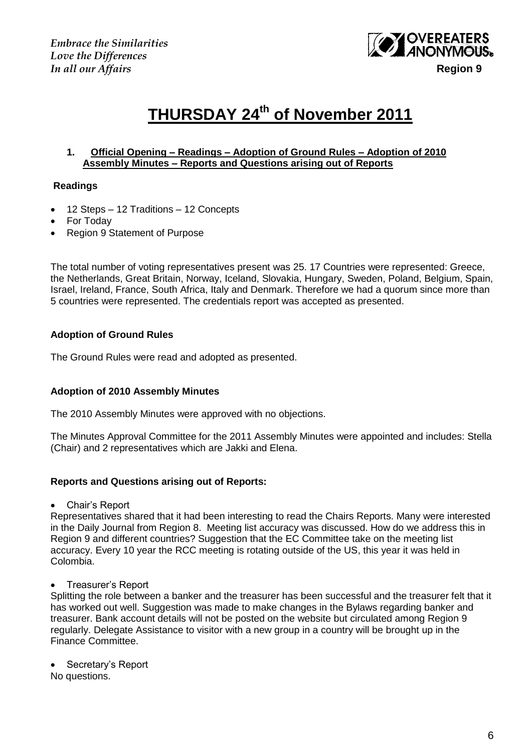*Embrace the Similarities*
*Love the Differences*
*In all our Affairs*

**Region 9**

# THURSDAY 24th of November 2011

### 1. Official Opening – Readings – Adoption of Ground Rules – Adoption of 2010 Assembly Minutes – Reports and Questions arising out of Reports

**Readings**

- 12 Steps – 12 Traditions – 12 Concepts
- For Today
- Region 9 Statement of Purpose

The total number of voting representatives present was 25. 17 Countries were represented: Greece, the Netherlands, Great Britain, Norway, Iceland, Slovakia, Hungary, Sweden, Poland, Belgium, Spain, Israel, Ireland, France, South Africa, Italy and Denmark. Therefore we had a quorum since more than 5 countries were represented. The credentials report was accepted as presented.

**Adoption of Ground Rules**

The Ground Rules were read and adopted as presented.

**Adoption of 2010 Assembly Minutes**

The 2010 Assembly Minutes were approved with no objections.

The Minutes Approval Committee for the 2011 Assembly Minutes were appointed and includes: Stella (Chair) and 2 representatives which are Jakki and Elena.

**Reports and Questions arising out of Reports:**

- Chair's Report

Representatives shared that it had been interesting to read the Chairs Reports. Many were interested in the Daily Journal from Region 8. Meeting list accuracy was discussed. How do we address this in Region 9 and different countries? Suggestion that the EC Committee take on the meeting list accuracy. Every 10 year the RCC meeting is rotating outside of the US, this year it was held in Colombia.

- Treasurer's Report

Splitting the role between a banker and the treasurer has been successful and the treasurer felt that it has worked out well. Suggestion was made to make changes in the Bylaws regarding banker and treasurer. Bank account details will not be posted on the website but circulated among Region 9 regularly. Delegate Assistance to visitor with a new group in a country will be brought up in the Finance Committee.

- Secretary's Report

No questions.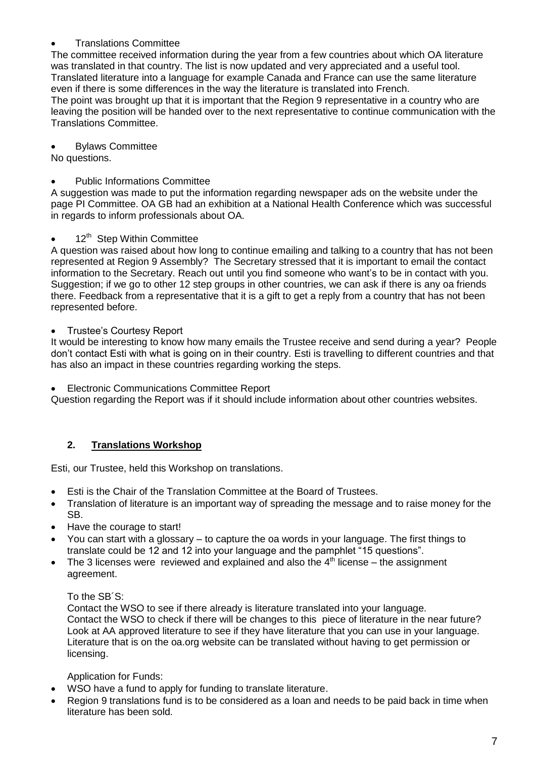- Translations Committee

The committee received information during the year from a few countries about which OA literature was translated in that country. The list is now updated and very appreciated and a useful tool. Translated literature into a language for example Canada and France can use the same literature even if there is some differences in the way the literature is translated into French.
The point was brought up that it is important that the Region 9 representative in a country who are leaving the position will be handed over to the next representative to continue communication with the Translations Committee.

- Bylaws Committee

No questions.

- Public Informations Committee

A suggestion was made to put the information regarding newspaper ads on the website under the page PI Committee. OA GB had an exhibition at a National Health Conference which was successful in regards to inform professionals about OA.

- 12th Step Within Committee

A question was raised about how long to continue emailing and talking to a country that has not been represented at Region 9 Assembly? The Secretary stressed that it is important to email the contact information to the Secretary. Reach out until you find someone who want's to be in contact with you. Suggestion; if we go to other 12 step groups in other countries, we can ask if there is any oa friends there. Feedback from a representative that it is a gift to get a reply from a country that has not been represented before.

- Trustee's Courtesy Report

It would be interesting to know how many emails the Trustee receive and send during a year? People don't contact Esti with what is going on in their country. Esti is travelling to different countries and that has also an impact in these countries regarding working the steps.

- Electronic Communications Committee Report

Question regarding the Report was if it should include information about other countries websites.

## 2. Translations Workshop

Esti, our Trustee, held this Workshop on translations.

- Esti is the Chair of the Translation Committee at the Board of Trustees.
- Translation of literature is an important way of spreading the message and to raise money for the SB.
- Have the courage to start!
- You can start with a glossary – to capture the oa words in your language. The first things to translate could be 12 and 12 into your language and the pamphlet "15 questions".
- The 3 licenses were reviewed and explained and also the 4th license – the assignment agreement.

To the SB´S:
Contact the WSO to see if there already is literature translated into your language.
Contact the WSO to check if there will be changes to this piece of literature in the near future?
Look at AA approved literature to see if they have literature that you can use in your language.
Literature that is on the oa.org website can be translated without having to get permission or licensing.

Application for Funds:

- WSO have a fund to apply for funding to translate literature.
- Region 9 translations fund is to be considered as a loan and needs to be paid back in time when literature has been sold.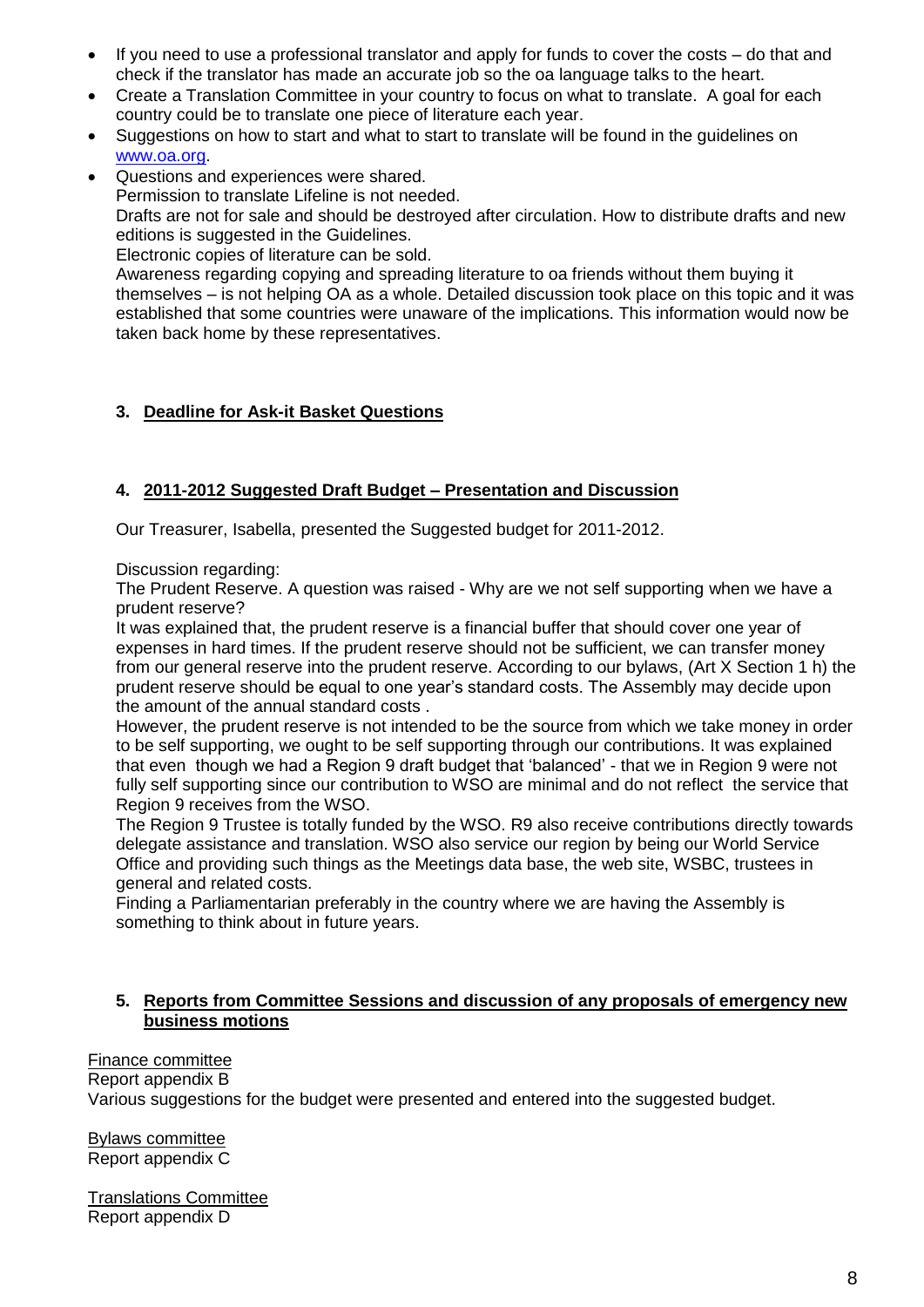- If you need to use a professional translator and apply for funds to cover the costs – do that and check if the translator has made an accurate job so the oa language talks to the heart.
- Create a Translation Committee in your country to focus on what to translate. A goal for each country could be to translate one piece of literature each year.
- Suggestions on how to start and what to start to translate will be found in the guidelines on [www.oa.org](www.oa.org).
- Questions and experiences were shared.
  Permission to translate Lifeline is not needed.
  Drafts are not for sale and should be destroyed after circulation. How to distribute drafts and new editions is suggested in the Guidelines.
  Electronic copies of literature can be sold.
  Awareness regarding copying and spreading literature to oa friends without them buying it themselves – is not helping OA as a whole. Detailed discussion took place on this topic and it was established that some countries were unaware of the implications. This information would now be taken back home by these representatives.

### 3. <u>Deadline for Ask-it Basket Questions</u>

### 4. <u>2011-2012 Suggested Draft Budget – Presentation and Discussion</u>

Our Treasurer, Isabella, presented the Suggested budget for 2011-2012.

Discussion regarding:
The Prudent Reserve. A question was raised - Why are we not self supporting when we have a prudent reserve?
It was explained that, the prudent reserve is a financial buffer that should cover one year of expenses in hard times. If the prudent reserve should not be sufficient, we can transfer money from our general reserve into the prudent reserve. According to our bylaws, (Art X Section 1 h) the prudent reserve should be equal to one year's standard costs. The Assembly may decide upon the amount of the annual standard costs .
However, the prudent reserve is not intended to be the source from which we take money in order to be self supporting, we ought to be self supporting through our contributions. It was explained that even though we had a Region 9 draft budget that 'balanced' - that we in Region 9 were not fully self supporting since our contribution to WSO are minimal and do not reflect the service that Region 9 receives from the WSO.
The Region 9 Trustee is totally funded by the WSO. R9 also receive contributions directly towards delegate assistance and translation. WSO also service our region by being our World Service Office and providing such things as the Meetings data base, the web site, WSBC, trustees in general and related costs.
Finding a Parliamentarian preferably in the country where we are having the Assembly is something to think about in future years.

### 5. <u>Reports from Committee Sessions and discussion of any proposals of emergency new business motions</u>

<u>Finance committee</u>
Report appendix B
Various suggestions for the budget were presented and entered into the suggested budget.

<u>Bylaws committee</u>
Report appendix C

<u>Translations Committee</u>
Report appendix D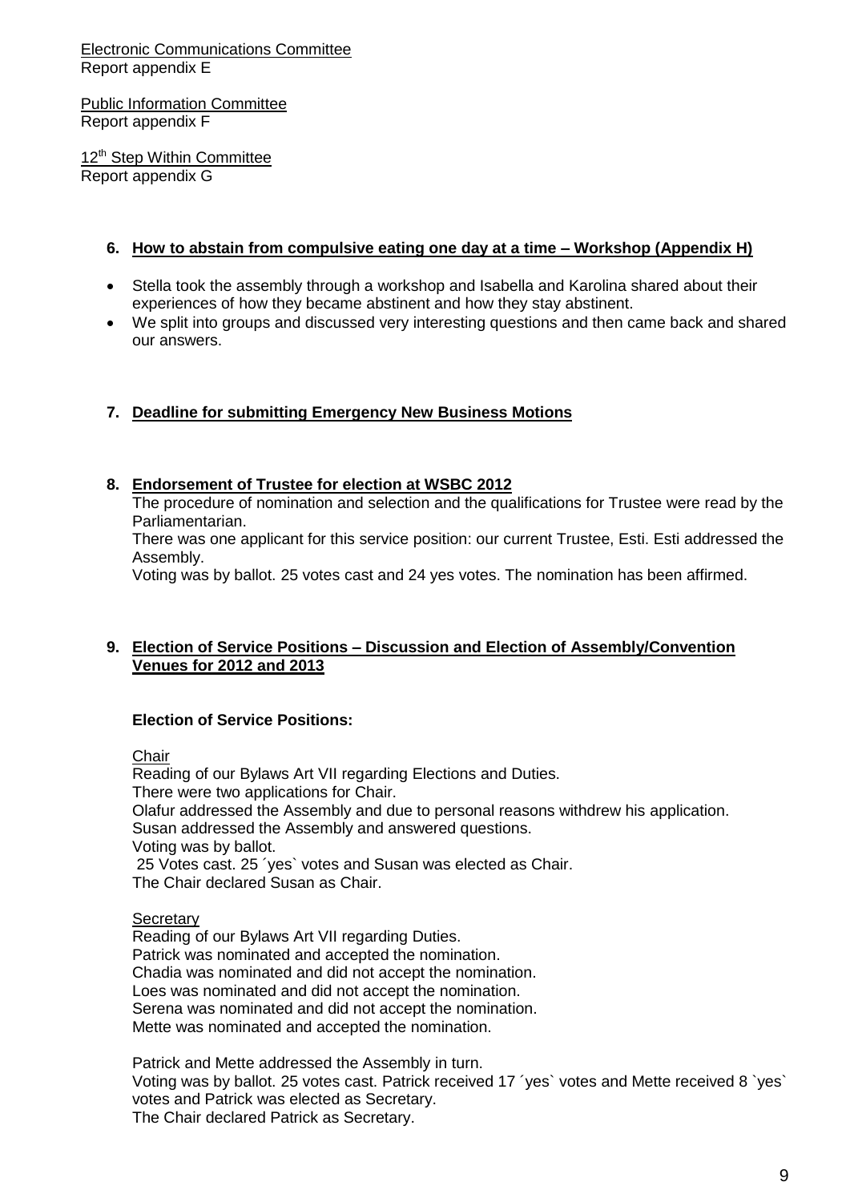Electronic Communications Committee
Report appendix E

Public Information Committee
Report appendix F

12th Step Within Committee
Report appendix G

**6. How to abstain from compulsive eating one day at a time – Workshop (Appendix H)**

- Stella took the assembly through a workshop and Isabella and Karolina shared about their experiences of how they became abstinent and how they stay abstinent.
- We split into groups and discussed very interesting questions and then came back and shared our answers.

**7. Deadline for submitting Emergency New Business Motions**

**8. Endorsement of Trustee for election at WSBC 2012**

The procedure of nomination and selection and the qualifications for Trustee were read by the Parliamentarian.
There was one applicant for this service position: our current Trustee, Esti. Esti addressed the Assembly.
Voting was by ballot. 25 votes cast and 24 yes votes. The nomination has been affirmed.

**9. Election of Service Positions – Discussion and Election of Assembly/Convention Venues for 2012 and 2013**

**Election of Service Positions:**

Chair
Reading of our Bylaws Art VII regarding Elections and Duties.
There were two applications for Chair.
Olafur addressed the Assembly and due to personal reasons withdrew his application.
Susan addressed the Assembly and answered questions.
Voting was by ballot.
25 Votes cast. 25 ´yes` votes and Susan was elected as Chair.
The Chair declared Susan as Chair.

Secretary
Reading of our Bylaws Art VII regarding Duties.
Patrick was nominated and accepted the nomination.
Chadia was nominated and did not accept the nomination.
Loes was nominated and did not accept the nomination.
Serena was nominated and did not accept the nomination.
Mette was nominated and accepted the nomination.

Patrick and Mette addressed the Assembly in turn.
Voting was by ballot. 25 votes cast. Patrick received 17 ´yes` votes and Mette received 8 `yes` votes and Patrick was elected as Secretary.
The Chair declared Patrick as Secretary.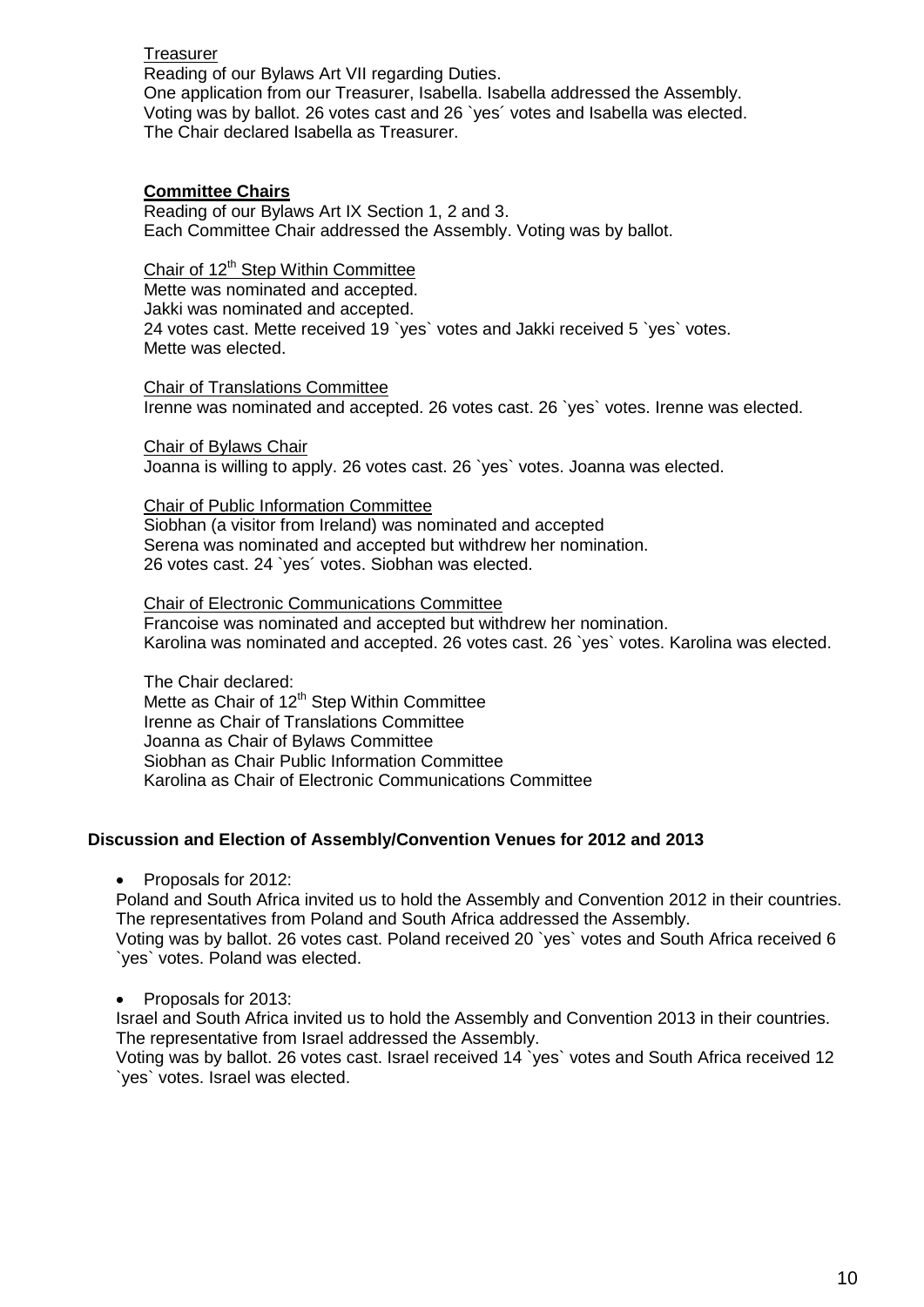Treasurer

Reading of our Bylaws Art VII regarding Duties.
One application from our Treasurer, Isabella. Isabella addressed the Assembly.
Voting was by ballot. 26 votes cast and 26 \`yes´ votes and Isabella was elected.
The Chair declared Isabella as Treasurer.

**Committee Chairs**

Reading of our Bylaws Art IX Section 1, 2 and 3.
Each Committee Chair addressed the Assembly. Voting was by ballot.

Chair of 12th Step Within Committee

Mette was nominated and accepted.
Jakki was nominated and accepted.
24 votes cast. Mette received 19 \`yes\` votes and Jakki received 5 \`yes\` votes.
Mette was elected.

Chair of Translations Committee

Irenne was nominated and accepted. 26 votes cast. 26 \`yes\` votes. Irenne was elected.

Chair of Bylaws Chair

Joanna is willing to apply. 26 votes cast. 26 \`yes\` votes. Joanna was elected.

Chair of Public Information Committee

Siobhan (a visitor from Ireland) was nominated and accepted
Serena was nominated and accepted but withdrew her nomination.
26 votes cast. 24 \`yes´ votes. Siobhan was elected.

Chair of Electronic Communications Committee

Francoise was nominated and accepted but withdrew her nomination.
Karolina was nominated and accepted. 26 votes cast. 26 \`yes\` votes. Karolina was elected.

The Chair declared:
Mette as Chair of 12th Step Within Committee
Irenne as Chair of Translations Committee
Joanna as Chair of Bylaws Committee
Siobhan as Chair Public Information Committee
Karolina as Chair of Electronic Communications Committee

**Discussion and Election of Assembly/Convention Venues for 2012 and 2013**

- Proposals for 2012:

Poland and South Africa invited us to hold the Assembly and Convention 2012 in their countries.
The representatives from Poland and South Africa addressed the Assembly.
Voting was by ballot. 26 votes cast. Poland received 20 \`yes\` votes and South Africa received 6 \`yes\` votes. Poland was elected.

- Proposals for 2013:

Israel and South Africa invited us to hold the Assembly and Convention 2013 in their countries.
The representative from Israel addressed the Assembly.
Voting was by ballot. 26 votes cast. Israel received 14 \`yes\` votes and South Africa received 12 \`yes\` votes. Israel was elected.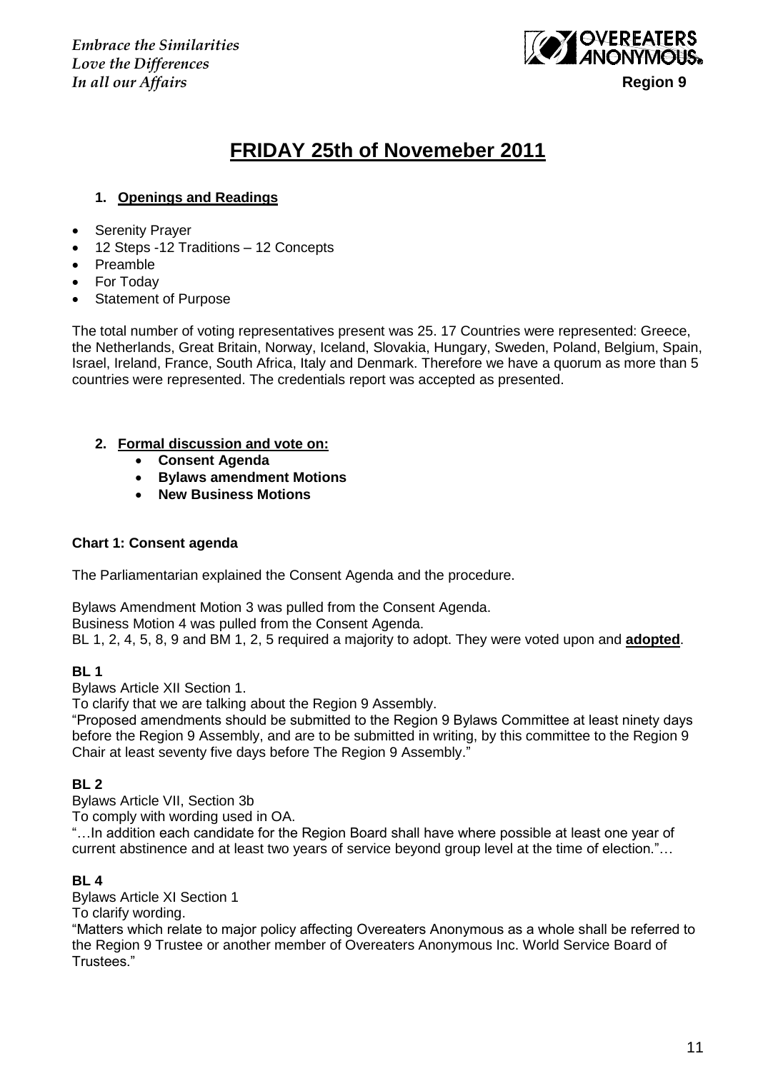# FRIDAY 25th of Novemeber 2011

## 1. Openings and Readings

- Serenity Prayer
- 12 Steps -12 Traditions – 12 Concepts
- Preamble
- For Today
- Statement of Purpose

The total number of voting representatives present was 25. 17 Countries were represented: Greece, the Netherlands, Great Britain, Norway, Iceland, Slovakia, Hungary, Sweden, Poland, Belgium, Spain, Israel, Ireland, France, South Africa, Italy and Denmark. Therefore we have a quorum as more than 5 countries were represented. The credentials report was accepted as presented.

## 2. Formal discussion and vote on:

- **Consent Agenda**
- **Bylaws amendment Motions**
- **New Business Motions**

**Chart 1: Consent agenda**

The Parliamentarian explained the Consent Agenda and the procedure.

Bylaws Amendment Motion 3 was pulled from the Consent Agenda.
Business Motion 4 was pulled from the Consent Agenda.
BL 1, 2, 4, 5, 8, 9 and BM 1, 2, 5 required a majority to adopt. They were voted upon and **adopted**.

**BL 1**

Bylaws Article XII Section 1.
To clarify that we are talking about the Region 9 Assembly.
"Proposed amendments should be submitted to the Region 9 Bylaws Committee at least ninety days before the Region 9 Assembly, and are to be submitted in writing, by this committee to the Region 9 Chair at least seventy five days before The Region 9 Assembly."

**BL 2**

Bylaws Article VII, Section 3b
To comply with wording used in OA.
"…In addition each candidate for the Region Board shall have where possible at least one year of current abstinence and at least two years of service beyond group level at the time of election."…

**BL 4**

Bylaws Article XI Section 1
To clarify wording.
"Matters which relate to major policy affecting Overeaters Anonymous as a whole shall be referred to the Region 9 Trustee or another member of Overeaters Anonymous Inc. World Service Board of Trustees."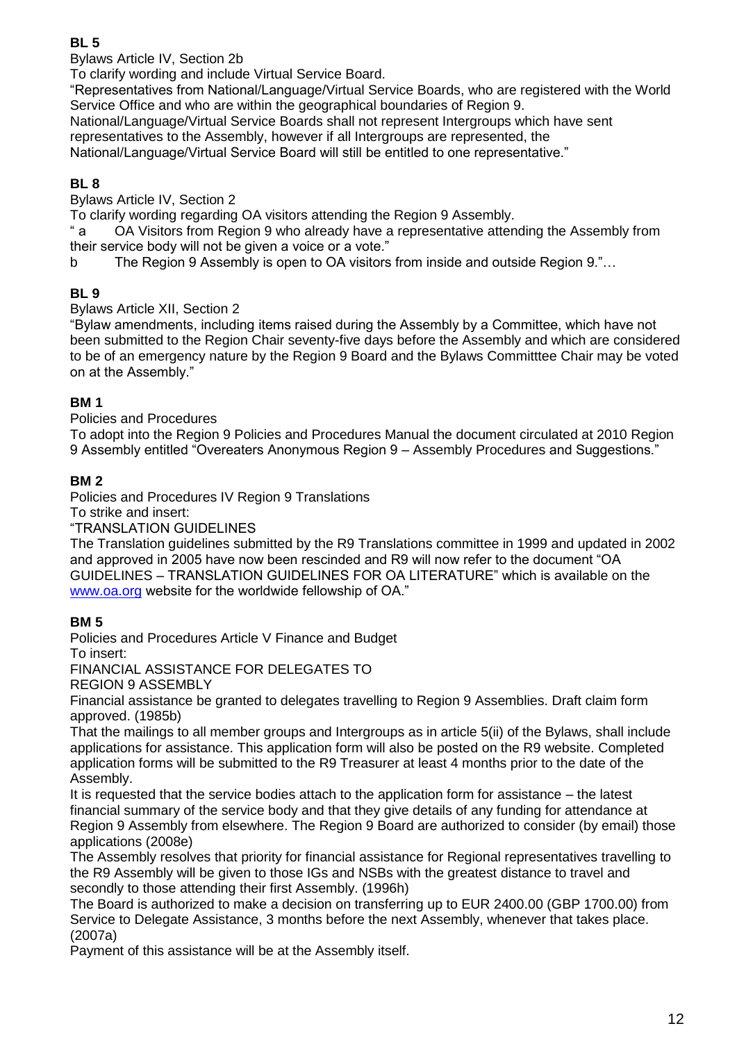**BL 5**

Bylaws Article IV, Section 2b

To clarify wording and include Virtual Service Board.

"Representatives from National/Language/Virtual Service Boards, who are registered with the World Service Office and who are within the geographical boundaries of Region 9.

National/Language/Virtual Service Boards shall not represent Intergroups which have sent representatives to the Assembly, however if all Intergroups are represented, the National/Language/Virtual Service Board will still be entitled to one representative."

**BL 8**

Bylaws Article IV, Section 2

To clarify wording regarding OA visitors attending the Region 9 Assembly.

" a OA Visitors from Region 9 who already have a representative attending the Assembly from their service body will not be given a voice or a vote."

b The Region 9 Assembly is open to OA visitors from inside and outside Region 9."…

**BL 9**

Bylaws Article XII, Section 2

"Bylaw amendments, including items raised during the Assembly by a Committee, which have not been submitted to the Region Chair seventy-five days before the Assembly and which are considered to be of an emergency nature by the Region 9 Board and the Bylaws Committtee Chair may be voted on at the Assembly."

**BM 1**

Policies and Procedures

To adopt into the Region 9 Policies and Procedures Manual the document circulated at 2010 Region 9 Assembly entitled "Overeaters Anonymous Region 9 – Assembly Procedures and Suggestions."

**BM 2**

Policies and Procedures IV Region 9 Translations

To strike and insert:

"TRANSLATION GUIDELINES

The Translation guidelines submitted by the R9 Translations committee in 1999 and updated in 2002 and approved in 2005 have now been rescinded and R9 will now refer to the document "OA GUIDELINES – TRANSLATION GUIDELINES FOR OA LITERATURE" which is available on the www.oa.org website for the worldwide fellowship of OA."

**BM 5**

Policies and Procedures Article V Finance and Budget

To insert:

FINANCIAL ASSISTANCE FOR DELEGATES TO REGION 9 ASSEMBLY

Financial assistance be granted to delegates travelling to Region 9 Assemblies. Draft claim form approved. (1985b)

That the mailings to all member groups and Intergroups as in article 5(ii) of the Bylaws, shall include applications for assistance. This application form will also be posted on the R9 website. Completed application forms will be submitted to the R9 Treasurer at least 4 months prior to the date of the Assembly.

It is requested that the service bodies attach to the application form for assistance – the latest financial summary of the service body and that they give details of any funding for attendance at Region 9 Assembly from elsewhere. The Region 9 Board are authorized to consider (by email) those applications (2008e)

The Assembly resolves that priority for financial assistance for Regional representatives travelling to the R9 Assembly will be given to those IGs and NSBs with the greatest distance to travel and secondly to those attending their first Assembly. (1996h)

The Board is authorized to make a decision on transferring up to EUR 2400.00 (GBP 1700.00) from Service to Delegate Assistance, 3 months before the next Assembly, whenever that takes place. (2007a)

Payment of this assistance will be at the Assembly itself.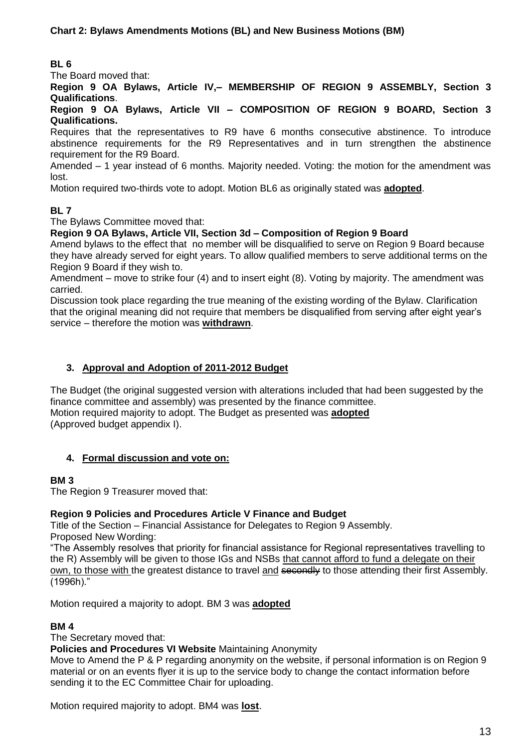**Chart 2: Bylaws Amendments Motions (BL) and New Business Motions (BM)**

**BL 6**

The Board moved that:

**Region 9 OA Bylaws, Article IV,– MEMBERSHIP OF REGION 9 ASSEMBLY, Section 3 Qualifications**.

**Region 9 OA Bylaws, Article VII – COMPOSITION OF REGION 9 BOARD, Section 3 Qualifications.**

Requires that the representatives to R9 have 6 months consecutive abstinence. To introduce abstinence requirements for the R9 Representatives and in turn strengthen the abstinence requirement for the R9 Board.

Amended – 1 year instead of 6 months. Majority needed. Voting: the motion for the amendment was lost.

Motion required two-thirds vote to adopt. Motion BL6 as originally stated was **adopted**.

**BL 7**

The Bylaws Committee moved that:

**Region 9 OA Bylaws, Article VII, Section 3d – Composition of Region 9 Board**

Amend bylaws to the effect that no member will be disqualified to serve on Region 9 Board because they have already served for eight years. To allow qualified members to serve additional terms on the Region 9 Board if they wish to.

Amendment – move to strike four (4) and to insert eight (8). Voting by majority. The amendment was carried.

Discussion took place regarding the true meaning of the existing wording of the Bylaw. Clarification that the original meaning did not require that members be disqualified from serving after eight year's service – therefore the motion was **withdrawn**.

## 3. Approval and Adoption of 2011-2012 Budget

The Budget (the original suggested version with alterations included that had been suggested by the finance committee and assembly) was presented by the finance committee.
Motion required majority to adopt. The Budget as presented was **adopted**
(Approved budget appendix I).

## 4. Formal discussion and vote on:

**BM 3**

The Region 9 Treasurer moved that:

**Region 9 Policies and Procedures Article V Finance and Budget**

Title of the Section – Financial Assistance for Delegates to Region 9 Assembly.
Proposed New Wording:

"The Assembly resolves that priority for financial assistance for Regional representatives travelling to the R) Assembly will be given to those IGs and NSBs that cannot afford to fund a delegate on their own, to those with the greatest distance to travel and ~~secondly~~ to those attending their first Assembly. (1996h)."

Motion required a majority to adopt. BM 3 was **adopted**

**BM 4**

The Secretary moved that:

**Policies and Procedures VI Website** Maintaining Anonymity

Move to Amend the P & P regarding anonymity on the website, if personal information is on Region 9 material or on an events flyer it is up to the service body to change the contact information before sending it to the EC Committee Chair for uploading.

Motion required majority to adopt. BM4 was **lost**.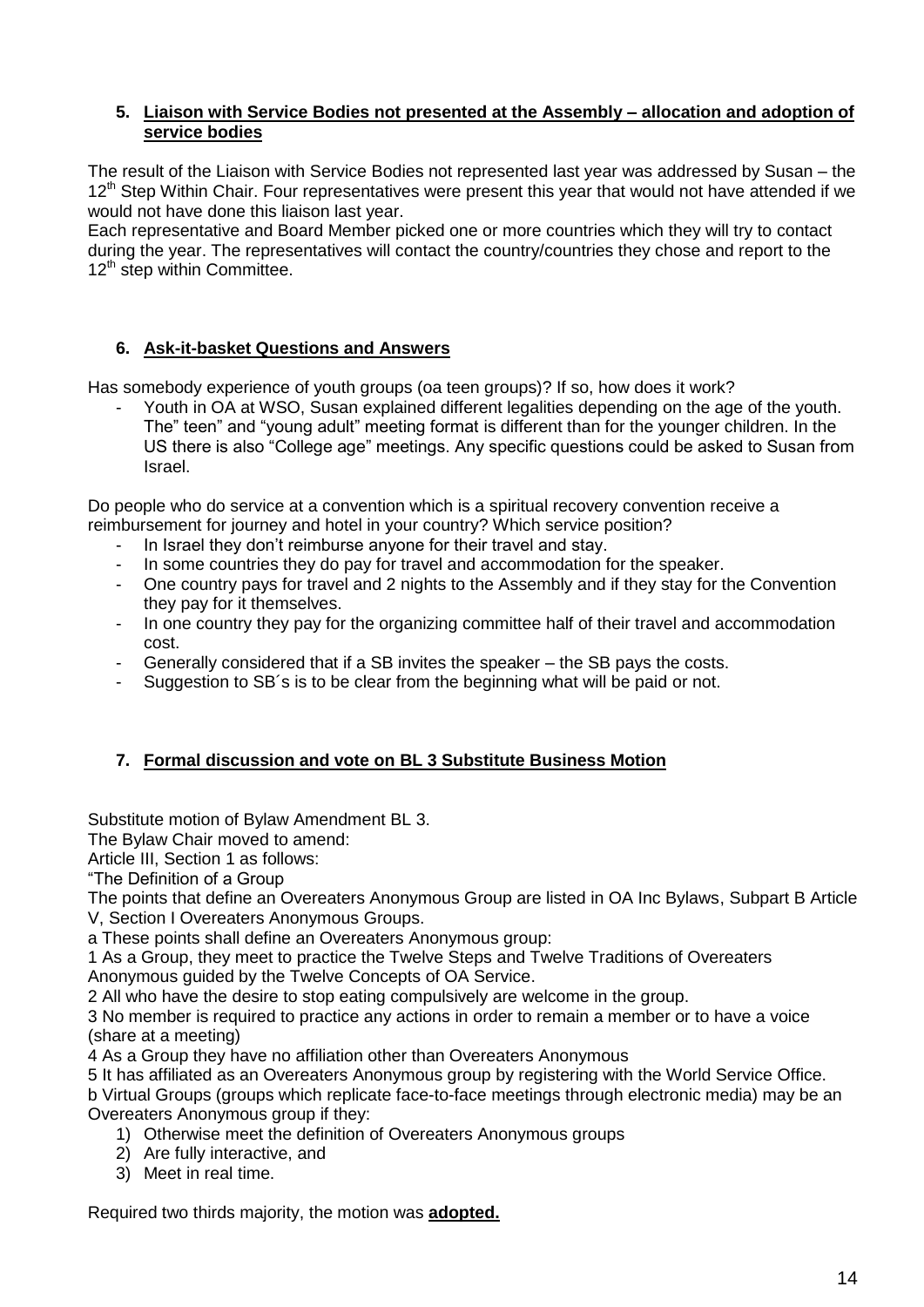### 5. Liaison with Service Bodies not presented at the Assembly – allocation and adoption of service bodies

The result of the Liaison with Service Bodies not represented last year was addressed by Susan – the 12th Step Within Chair. Four representatives were present this year that would not have attended if we would not have done this liaison last year.
Each representative and Board Member picked one or more countries which they will try to contact during the year. The representatives will contact the country/countries they chose and report to the 12th step within Committee.

### 6. Ask-it-basket Questions and Answers

Has somebody experience of youth groups (oa teen groups)? If so, how does it work?

- Youth in OA at WSO, Susan explained different legalities depending on the age of the youth. The" teen" and "young adult" meeting format is different than for the younger children. In the US there is also "College age" meetings. Any specific questions could be asked to Susan from Israel.

Do people who do service at a convention which is a spiritual recovery convention receive a reimbursement for journey and hotel in your country? Which service position?

- In Israel they don't reimburse anyone for their travel and stay.
- In some countries they do pay for travel and accommodation for the speaker.
- One country pays for travel and 2 nights to the Assembly and if they stay for the Convention they pay for it themselves.
- In one country they pay for the organizing committee half of their travel and accommodation cost.
- Generally considered that if a SB invites the speaker – the SB pays the costs.
- Suggestion to SB´s is to be clear from the beginning what will be paid or not.

### 7. Formal discussion and vote on BL 3 Substitute Business Motion

Substitute motion of Bylaw Amendment BL 3.
The Bylaw Chair moved to amend:
Article III, Section 1 as follows:
"The Definition of a Group
The points that define an Overeaters Anonymous Group are listed in OA Inc Bylaws, Subpart B Article V, Section I Overeaters Anonymous Groups.
a These points shall define an Overeaters Anonymous group:
1 As a Group, they meet to practice the Twelve Steps and Twelve Traditions of Overeaters Anonymous guided by the Twelve Concepts of OA Service.
2 All who have the desire to stop eating compulsively are welcome in the group.
3 No member is required to practice any actions in order to remain a member or to have a voice (share at a meeting)
4 As a Group they have no affiliation other than Overeaters Anonymous
5 It has affiliated as an Overeaters Anonymous group by registering with the World Service Office.
b Virtual Groups (groups which replicate face-to-face meetings through electronic media) may be an Overeaters Anonymous group if they:

1) Otherwise meet the definition of Overeaters Anonymous groups
2) Are fully interactive, and
3) Meet in real time.

Required two thirds majority, the motion was **adopted.**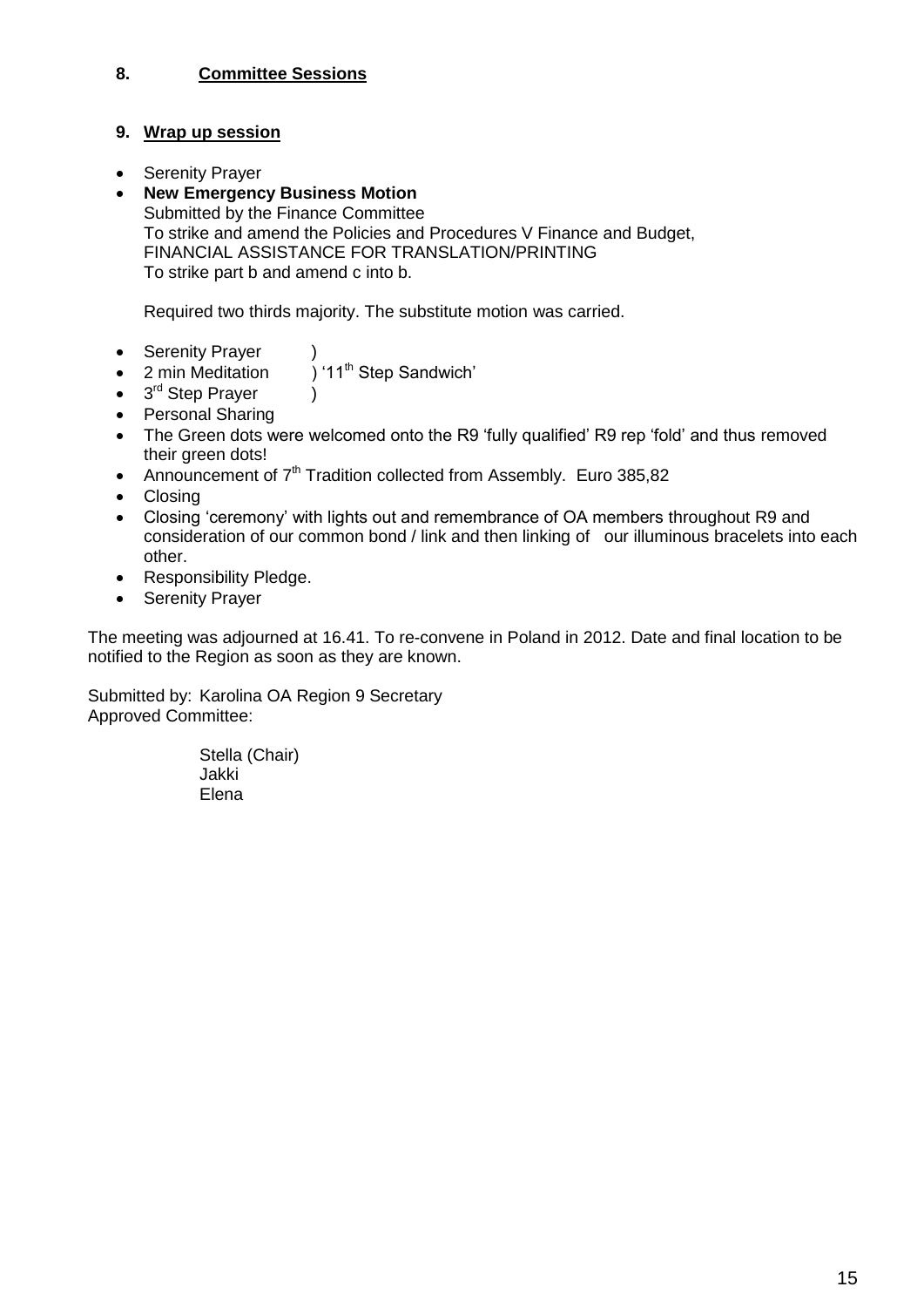## 8. **Committee Sessions**

## 9. **Wrap up session**

- Serenity Prayer
- **New Emergency Business Motion**
  Submitted by the Finance Committee
  To strike and amend the Policies and Procedures V Finance and Budget, FINANCIAL ASSISTANCE FOR TRANSLATION/PRINTING
  To strike part b and amend c into b.

  Required two thirds majority. The substitute motion was carried.

- Serenity Prayer )
- 2 min Meditation ) '11th Step Sandwich'
- 3rd Step Prayer )
- Personal Sharing
- The Green dots were welcomed onto the R9 'fully qualified' R9 rep 'fold' and thus removed their green dots!
- Announcement of 7th Tradition collected from Assembly. Euro 385,82
- Closing
- Closing 'ceremony' with lights out and remembrance of OA members throughout R9 and consideration of our common bond / link and then linking of our illuminous bracelets into each other.
- Responsibility Pledge.
- Serenity Prayer

The meeting was adjourned at 16.41. To re-convene in Poland in 2012. Date and final location to be notified to the Region as soon as they are known.

Submitted by: Karolina OA Region 9 Secretary
Approved Committee:

Stella (Chair)
Jakki
Elena